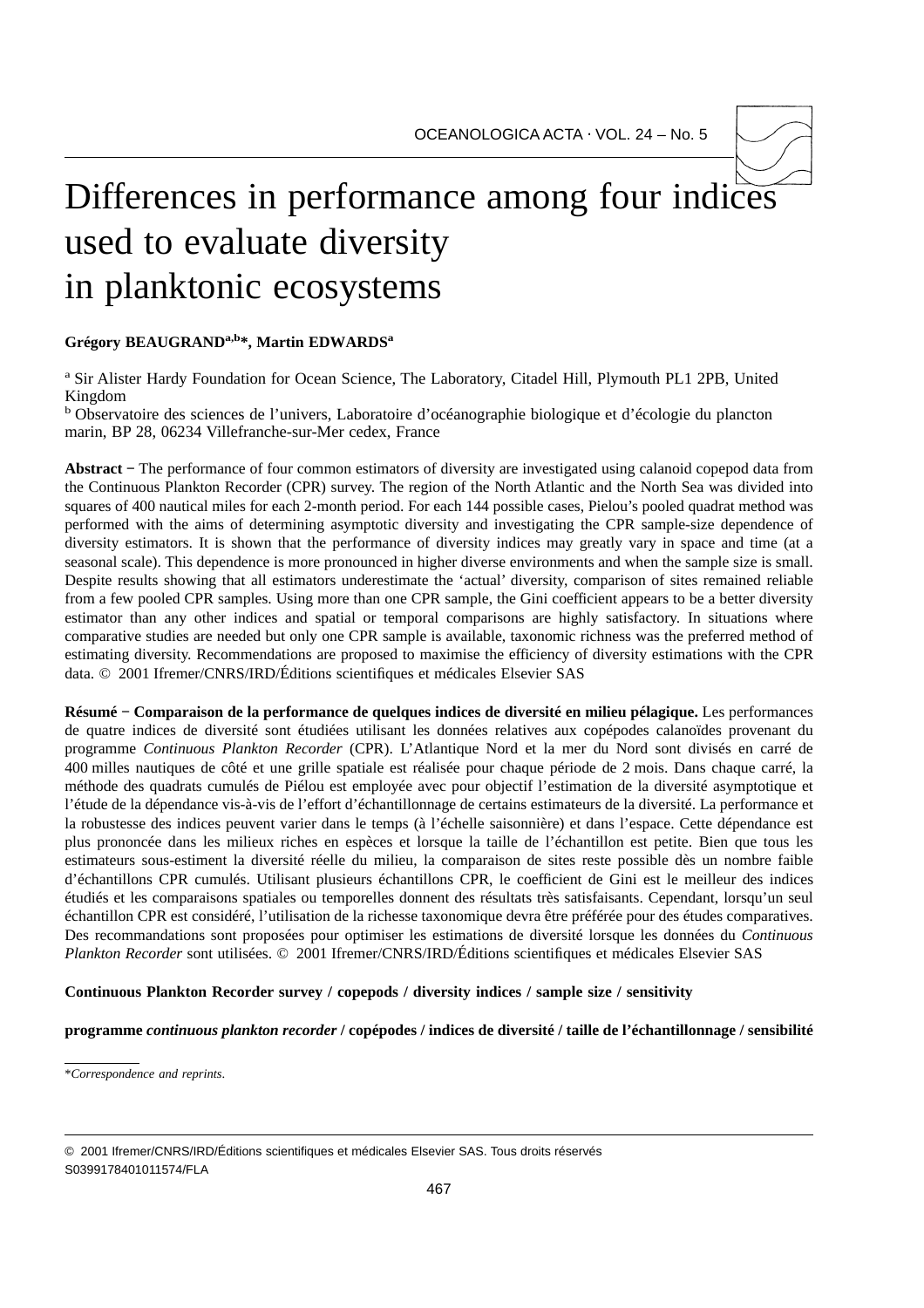# Differences in performance among four indices used to evaluate diversity in planktonic ecosystems

**Grégory BEAUGRAND[a,b]*, Martin EDWARDS[a]**

[a] Sir Alister Hardy Foundation for Ocean Science, The Laboratory, Citadel Hill, Plymouth PL1 2PB, United Kingdom

[b] Observatoire des sciences de l'univers, Laboratoire d'océanographie biologique et d'écologie du plancton marin, BP 28, 06234 Villefranche-sur-Mer cedex, France

**Abstract** − The performance of four common estimators of diversity are investigated using calanoid copepod data from the Continuous Plankton Recorder (CPR) survey. The region of the North Atlantic and the North Sea was divided into squares of 400 nautical miles for each 2-month period. For each 144 possible cases, Pielou's pooled quadrat method was performed with the aims of determining asymptotic diversity and investigating the CPR sample-size dependence of diversity estimators. It is shown that the performance of diversity indices may greatly vary in space and time (at a seasonal scale). This dependence is more pronounced in higher diverse environments and when the sample size is small. Despite results showing that all estimators underestimate the 'actual' diversity, comparison of sites remained reliable from a few pooled CPR samples. Using more than one CPR sample, the Gini coefficient appears to be a better diversity estimator than any other indices and spatial or temporal comparisons are highly satisfactory. In situations where comparative studies are needed but only one CPR sample is available, taxonomic richness was the preferred method of estimating diversity. Recommendations are proposed to maximise the efficiency of diversity estimations with the CPR data. © 2001 Ifremer/CNRS/IRD/Éditions scientifiques et médicales Elsevier SAS

**Résumé − Comparaison de la performance de quelques indices de diversité en milieu pélagique.** Les performances de quatre indices de diversité sont étudiées utilisant les données relatives aux copépodes calanoïdes provenant du programme *Continuous Plankton Recorder* (CPR). L'Atlantique Nord et la mer du Nord sont divisés en carré de 400 milles nautiques de côté et une grille spatiale est réalisée pour chaque période de 2 mois. Dans chaque carré, la méthode des quadrats cumulés de Piélou est employée avec pour objectif l'estimation de la diversité asymptotique et l'étude de la dépendance vis-à-vis de l'effort d'échantillonnage de certains estimateurs de la diversité. La performance et la robustesse des indices peuvent varier dans le temps (à l'échelle saisonnière) et dans l'espace. Cette dépendance est plus prononcée dans les milieux riches en espèces et lorsque la taille de l'échantillon est petite. Bien que tous les estimateurs sous-estiment la diversité réelle du milieu, la comparaison de sites reste possible dès un nombre faible d'échantillons CPR cumulés. Utilisant plusieurs échantillons CPR, le coefficient de Gini est le meilleur des indices étudiés et les comparaisons spatiales ou temporelles donnent des résultats très satisfaisants. Cependant, lorsqu'un seul échantillon CPR est considéré, l'utilisation de la richesse taxonomique devra être préférée pour des études comparatives. Des recommandations sont proposées pour optimiser les estimations de diversité lorsque les données du *Continuous Plankton Recorder* sont utilisées. © 2001 Ifremer/CNRS/IRD/Éditions scientifiques et médicales Elsevier SAS

**Continuous Plankton Recorder survey / copepods / diversity indices / sample size / sensitivity**

**programme *continuous plankton recorder* / copépodes / indices de diversité / taille de l'échantillonnage / sensibilité**

*Correspondence and reprints.

© 2001 Ifremer/CNRS/IRD/Éditions scientifiques et médicales Elsevier SAS. Tous droits réservés
S0399178401011574/FLA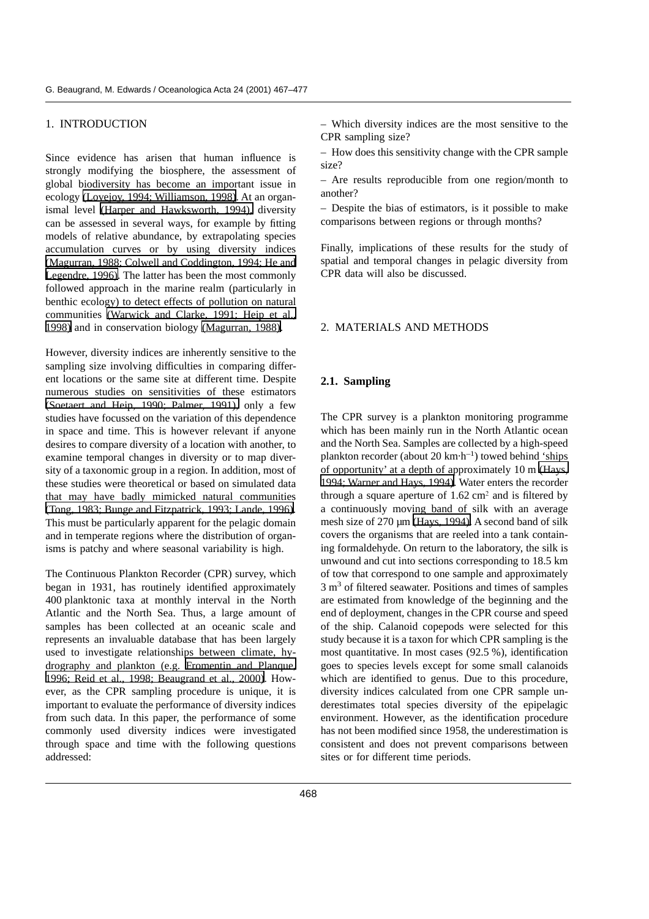## 1. INTRODUCTION

Since evidence has arisen that human influence is strongly modifying the biosphere, the assessment of global biodiversity has become an important issue in ecology (Lovejoy, 1994; Williamson, 1998). At an organismal level (Harper and Hawksworth, 1994), diversity can be assessed in several ways, for example by fitting models of relative abundance, by extrapolating species accumulation curves or by using diversity indices (Magurran, 1988; Colwell and Coddington, 1994; He and Legendre, 1996). The latter has been the most commonly followed approach in the marine realm (particularly in benthic ecology) to detect effects of pollution on natural communities (Warwick and Clarke, 1991; Heip et al., 1998) and in conservation biology (Magurran, 1988).

However, diversity indices are inherently sensitive to the sampling size involving difficulties in comparing different locations or the same site at different time. Despite numerous studies on sensitivities of these estimators (Soetaert and Heip, 1990; Palmer, 1991), only a few studies have focussed on the variation of this dependence in space and time. This is however relevant if anyone desires to compare diversity of a location with another, to examine temporal changes in diversity or to map diversity of a taxonomic group in a region. In addition, most of these studies were theoretical or based on simulated data that may have badly mimicked natural communities (Tong, 1983; Bunge and Fitzpatrick, 1993; Lande, 1996). This must be particularly apparent for the pelagic domain and in temperate regions where the distribution of organisms is patchy and where seasonal variability is high.

The Continuous Plankton Recorder (CPR) survey, which began in 1931, has routinely identified approximately 400 planktonic taxa at monthly interval in the North Atlantic and the North Sea. Thus, a large amount of samples has been collected at an oceanic scale and represents an invaluable database that has been largely used to investigate relationships between climate, hydrography and plankton (e.g. Fromentin and Planque, 1996; Reid et al., 1998; Beaugrand et al., 2000). However, as the CPR sampling procedure is unique, it is important to evaluate the performance of diversity indices from such data. In this paper, the performance of some commonly used diversity indices were investigated through space and time with the following questions addressed:

– Which diversity indices are the most sensitive to the CPR sampling size?

– How does this sensitivity change with the CPR sample size?

– Are results reproducible from one region/month to another?

– Despite the bias of estimators, is it possible to make comparisons between regions or through months?

Finally, implications of these results for the study of spatial and temporal changes in pelagic diversity from CPR data will also be discussed.

## 2. MATERIALS AND METHODS

### 2.1. Sampling

The CPR survey is a plankton monitoring programme which has been mainly run in the North Atlantic ocean and the North Sea. Samples are collected by a high-speed plankton recorder (about 20 km·h$^{-1}$) towed behind 'ships of opportunity' at a depth of approximately 10 m (Hays, 1994; Warner and Hays, 1994). Water enters the recorder through a square aperture of 1.62 cm$^2$ and is filtered by a continuously moving band of silk with an average mesh size of 270 µm (Hays, 1994). A second band of silk covers the organisms that are reeled into a tank containing formaldehyde. On return to the laboratory, the silk is unwound and cut into sections corresponding to 18.5 km of tow that correspond to one sample and approximately 3 m$^3$ of filtered seawater. Positions and times of samples are estimated from knowledge of the beginning and the end of deployment, changes in the CPR course and speed of the ship. Calanoid copepods were selected for this study because it is a taxon for which CPR sampling is the most quantitative. In most cases (92.5 %), identification goes to species levels except for some small calanoids which are identified to genus. Due to this procedure, diversity indices calculated from one CPR sample underestimates total species diversity of the epipelagic environment. However, as the identification procedure has not been modified since 1958, the underestimation is consistent and does not prevent comparisons between sites or for different time periods.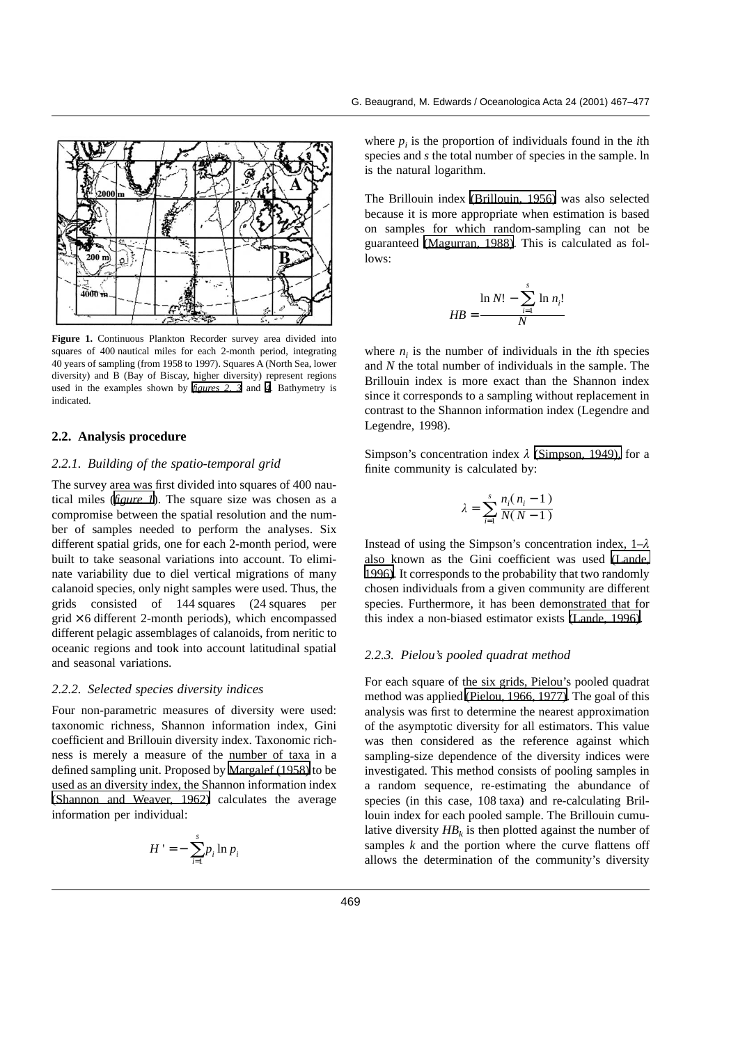**Figure 1.** Continuous Plankton Recorder survey area divided into squares of 400 nautical miles for each 2-month period, integrating 40 years of sampling (from 1958 to 1997). Squares A (North Sea, lower diversity) and B (Bay of Biscay, higher diversity) represent regions used in the examples shown by *figures 2, 3* and *4*. Bathymetry is indicated.

### 2.2. Analysis procedure

#### *2.2.1. Building of the spatio-temporal grid*

The survey area was first divided into squares of 400 nautical miles (*figure 1*). The square size was chosen as a compromise between the spatial resolution and the number of samples needed to perform the analyses. Six different spatial grids, one for each 2-month period, were built to take seasonal variations into account. To eliminate variability due to diel vertical migrations of many calanoid species, only night samples were used. Thus, the grids consisted of 144 squares (24 squares per grid × 6 different 2-month periods), which encompassed different pelagic assemblages of calanoids, from neritic to oceanic regions and took into account latitudinal spatial and seasonal variations.

#### *2.2.2. Selected species diversity indices*

Four non-parametric measures of diversity were used: taxonomic richness, Shannon information index, Gini coefficient and Brillouin diversity index. Taxonomic richness is merely a measure of the number of taxa in a defined sampling unit. Proposed by Margalef (1958) to be used as an diversity index, the Shannon information index (Shannon and Weaver, 1962) calculates the average information per individual:

$$H' = -\sum_{i=1}^{s} p_i \ln p_i$$

where $p_i$ is the proportion of individuals found in the $i$th species and $s$ the total number of species in the sample. ln is the natural logarithm.

The Brillouin index (Brillouin, 1956) was also selected because it is more appropriate when estimation is based on samples for which random-sampling can not be guaranteed (Magurran, 1988). This is calculated as follows:

$$HB = \frac{\ln N! - \sum_{i=1}^{s} \ln n_i!}{N}$$

where $n_i$ is the number of individuals in the $i$th species and $N$ the total number of individuals in the sample. The Brillouin index is more exact than the Shannon index since it corresponds to a sampling without replacement in contrast to the Shannon information index (Legendre and Legendre, 1998).

Simpson's concentration index $\lambda$ (Simpson, 1949), for a finite community is calculated by:

$$\lambda = \sum_{i=1}^{s} \frac{n_i(n_i - 1)}{N(N - 1)}$$

Instead of using the Simpson's concentration index, $1–\lambda$ also known as the Gini coefficient was used (Lande, 1996). It corresponds to the probability that two randomly chosen individuals from a given community are different species. Furthermore, it has been demonstrated that for this index a non-biased estimator exists (Lande, 1996).

#### *2.2.3. Pielou's pooled quadrat method*

For each square of the six grids, Pielou's pooled quadrat method was applied (Pielou, 1966, 1977). The goal of this analysis was first to determine the nearest approximation of the asymptotic diversity for all estimators. This value was then considered as the reference against which sampling-size dependence of the diversity indices were investigated. This method consists of pooling samples in a random sequence, re-estimating the abundance of species (in this case, 108 taxa) and re-calculating Brillouin index for each pooled sample. The Brillouin cumulative diversity $HB_k$ is then plotted against the number of samples $k$ and the portion where the curve flattens off allows the determination of the community's diversity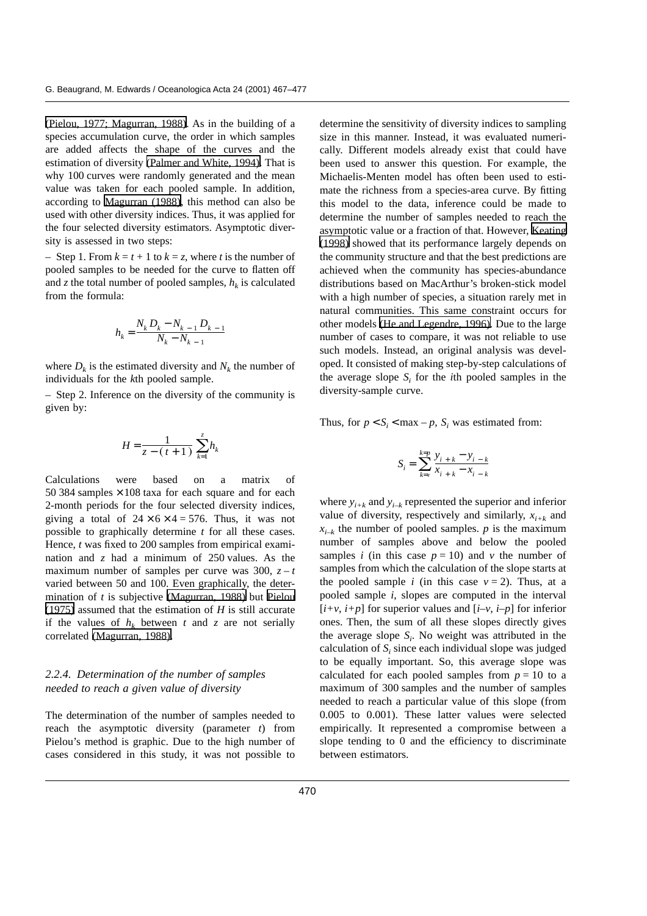(Pielou, 1977; Magurran, 1988). As in the building of a species accumulation curve, the order in which samples are added affects the shape of the curves and the estimation of diversity (Palmer and White, 1994). That is why 100 curves were randomly generated and the mean value was taken for each pooled sample. In addition, according to Magurran (1988), this method can also be used with other diversity indices. Thus, it was applied for the four selected diversity estimators. Asymptotic diversity is assessed in two steps:

– Step 1. From $k = t + 1$ to $k = z$, where $t$ is the number of pooled samples to be needed for the curve to flatten off and $z$ the total number of pooled samples, $h_k$ is calculated from the formula:

$$h_k = \frac{N_k D_k - N_{k-1} D_{k-1}}{N_k - N_{k-1}}$$

where $D_k$ is the estimated diversity and $N_k$ the number of individuals for the $k$th pooled sample.

– Step 2. Inference on the diversity of the community is given by:

$$H = \frac{1}{z - (t+1)} \sum_{k=1}^{z} h_k$$

Calculations were based on a matrix of 50 384 samples × 108 taxa for each square and for each 2-month periods for the four selected diversity indices, giving a total of $24 \times 6 \times 4 = 576$. Thus, it was not possible to graphically determine $t$ for all these cases. Hence, $t$ was fixed to 200 samples from empirical examination and $z$ had a minimum of 250 values. As the maximum number of samples per curve was 300, $z - t$ varied between 50 and 100. Even graphically, the determination of $t$ is subjective (Magurran, 1988) but Pielou (1975) assumed that the estimation of $H$ is still accurate if the values of $h_k$ between $t$ and $z$ are not serially correlated (Magurran, 1988).

### 2.2.4. *Determination of the number of samples needed to reach a given value of diversity*

The determination of the number of samples needed to reach the asymptotic diversity (parameter $t$) from Pielou's method is graphic. Due to the high number of cases considered in this study, it was not possible to determine the sensitivity of diversity indices to sampling size in this manner. Instead, it was evaluated numerically. Different models already exist that could have been used to answer this question. For example, the Michaelis-Menten model has often been used to estimate the richness from a species-area curve. By fitting this model to the data, inference could be made to determine the number of samples needed to reach the asymptotic value or a fraction of that. However, Keating (1998) showed that its performance largely depends on the community structure and that the best predictions are achieved when the community has species-abundance distributions based on MacArthur's broken-stick model with a high number of species, a situation rarely met in natural communities. This same constraint occurs for other models (He and Legendre, 1996). Due to the large number of cases to compare, it was not reliable to use such models. Instead, an original analysis was developed. It consisted of making step-by-step calculations of the average slope $S_i$ for the $i$th pooled samples in the diversity-sample curve.

Thus, for $p < S_i < \max - p$, $S_i$ was estimated from:

$$S_i = \sum_{k=v}^{k=p} \frac{y_{i+k} - y_{i-k}}{x_{i+k} - x_{i-k}}$$

where $y_{i+k}$ and $y_{i-k}$ represented the superior and inferior value of diversity, respectively and similarly, $x_{i+k}$ and $x_{i-k}$ the number of pooled samples. $p$ is the maximum number of samples above and below the pooled samples $i$ (in this case $p = 10$) and $v$ the number of samples from which the calculation of the slope starts at the pooled sample $i$ (in this case $v = 2$). Thus, at a pooled sample $i$, slopes are computed in the interval $[i+v, i+p]$ for superior values and $[i-v, i-p]$ for inferior ones. Then, the sum of all these slopes directly gives the average slope $S_i$. No weight was attributed in the calculation of $S_i$ since each individual slope was judged to be equally important. So, this average slope was calculated for each pooled samples from $p = 10$ to a maximum of 300 samples and the number of samples needed to reach a particular value of this slope (from 0.005 to 0.001). These latter values were selected empirically. It represented a compromise between a slope tending to 0 and the efficiency to discriminate between estimators.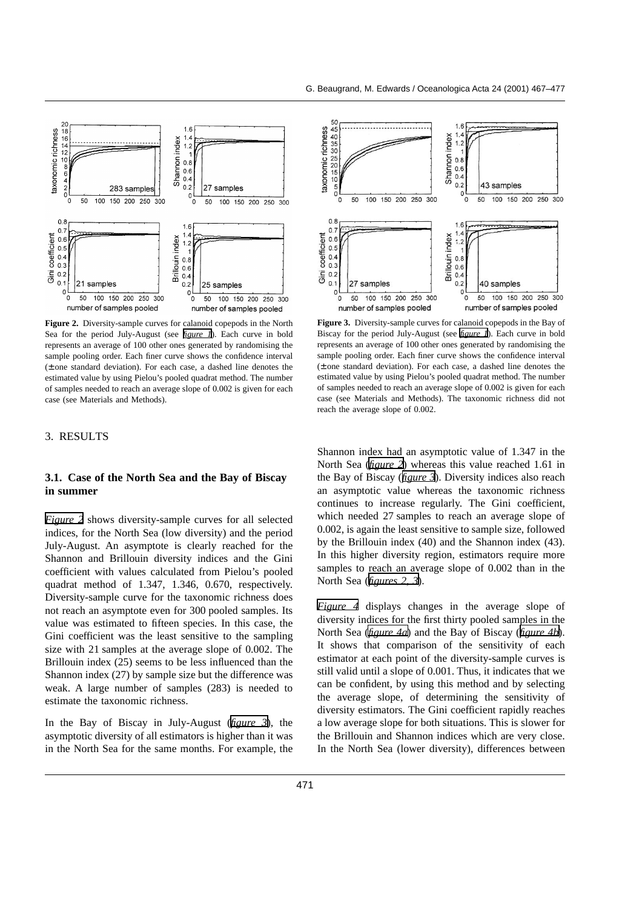Figure 2. Diversity-sample curves for calanoid copepods in the North Sea for the period July-August (see *figure 1*). Each curve in bold represents an average of 100 other ones generated by randomising the sample pooling order. Each finer curve shows the confidence interval (± one standard deviation). For each case, a dashed line denotes the estimated value by using Pielou's pooled quadrat method. The number of samples needed to reach an average slope of 0.002 is given for each case (see Materials and Methods).

Figure 3. Diversity-sample curves for calanoid copepods in the Bay of Biscay for the period July-August (see *figure 1*). Each curve in bold represents an average of 100 other ones generated by randomising the sample pooling order. Each finer curve shows the confidence interval (± one standard deviation). For each case, a dashed line denotes the estimated value by using Pielou's pooled quadrat method. The number of samples needed to reach an average slope of 0.002 is given for each case (see Materials and Methods). The taxonomic richness did not reach the average slope of 0.002.

## 3. RESULTS

### 3.1. Case of the North Sea and the Bay of Biscay in summer

*Figure 2* shows diversity-sample curves for all selected indices, for the North Sea (low diversity) and the period July-August. An asymptote is clearly reached for the Shannon and Brillouin diversity indices and the Gini coefficient with values calculated from Pielou's pooled quadrat method of 1.347, 1.346, 0.670, respectively. Diversity-sample curve for the taxonomic richness does not reach an asymptote even for 300 pooled samples. Its value was estimated to fifteen species. In this case, the Gini coefficient was the least sensitive to the sampling size with 21 samples at the average slope of 0.002. The Brillouin index (25) seems to be less influenced than the Shannon index (27) by sample size but the difference was weak. A large number of samples (283) is needed to estimate the taxonomic richness.

In the Bay of Biscay in July-August (*figure 3*), the asymptotic diversity of all estimators is higher than it was in the North Sea for the same months. For example, the Shannon index had an asymptotic value of 1.347 in the North Sea (*figure 2*) whereas this value reached 1.61 in the Bay of Biscay (*figure 3*). Diversity indices also reach an asymptotic value whereas the taxonomic richness continues to increase regularly. The Gini coefficient, which needed 27 samples to reach an average slope of 0.002, is again the least sensitive to sample size, followed by the Brillouin index (40) and the Shannon index (43). In this higher diversity region, estimators require more samples to reach an average slope of 0.002 than in the North Sea (*figures 2, 3*).

*Figure 4* displays changes in the average slope of diversity indices for the first thirty pooled samples in the North Sea (*figure 4a*) and the Bay of Biscay (*figure 4b*). It shows that comparison of the sensitivity of each estimator at each point of the diversity-sample curves is still valid until a slope of 0.001. Thus, it indicates that we can be confident, by using this method and by selecting the average slope, of determining the sensitivity of diversity estimators. The Gini coefficient rapidly reaches a low average slope for both situations. This is slower for the Brillouin and Shannon indices which are very close. In the North Sea (lower diversity), differences between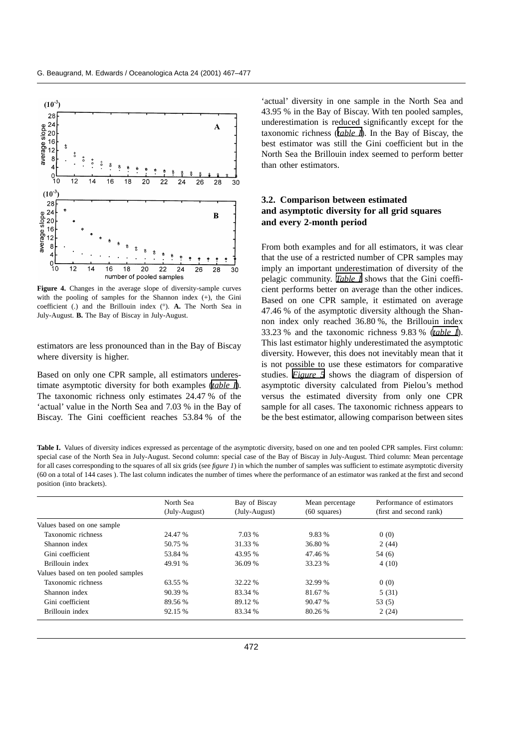Figure 4. Changes in the average slope of diversity-sample curves with the pooling of samples for the Shannon index (+), the Gini coefficient (.) and the Brillouin index (°). **A.** The North Sea in July-August. **B.** The Bay of Biscay in July-August.

estimators are less pronounced than in the Bay of Biscay where diversity is higher.

Based on only one CPR sample, all estimators underestimate asymptotic diversity for both examples (*table I*). The taxonomic richness only estimates 24.47 % of the 'actual' value in the North Sea and 7.03 % in the Bay of Biscay. The Gini coefficient reaches 53.84 % of the 'actual' diversity in one sample in the North Sea and 43.95 % in the Bay of Biscay. With ten pooled samples, underestimation is reduced significantly except for the taxonomic richness (*table I*). In the Bay of Biscay, the best estimator was still the Gini coefficient but in the North Sea the Brillouin index seemed to perform better than other estimators.

### 3.2. Comparison between estimated and asymptotic diversity for all grid squares and every 2-month period

From both examples and for all estimators, it was clear that the use of a restricted number of CPR samples may imply an important underestimation of diversity of the pelagic community. *Table I* shows that the Gini coefficient performs better on average than the other indices. Based on one CPR sample, it estimated on average 47.46 % of the asymptotic diversity although the Shannon index only reached 36.80 %, the Brillouin index 33.23 % and the taxonomic richness 9.83 % (*table I*). This last estimator highly underestimated the asymptotic diversity. However, this does not inevitably mean that it is not possible to use these estimators for comparative studies. *Figure 5* shows the diagram of dispersion of asymptotic diversity calculated from Pielou's method versus the estimated diversity from only one CPR sample for all cases. The taxonomic richness appears to be the best estimator, allowing comparison between sites

**Table I.** Values of diversity indices expressed as percentage of the asymptotic diversity, based on one and ten pooled CPR samples. First column: special case of the North Sea in July-August. Second column: special case of the Bay of Biscay in July-August. Third column: Mean percentage for all cases corresponding to the squares of all six grids (see *figure 1*) in which the number of samples was sufficient to estimate asymptotic diversity (60 on a total of 144 cases ). The last column indicates the number of times where the performance of an estimator was ranked at the first and second position (into brackets).

| | North Sea (July-August) | Bay of Biscay (July-August) | Mean percentage (60 squares) | Performance of estimators (first and second rank) |
|---|---|---|---|---|
| Values based on one sample | | | | |
| Taxonomic richness | 24.47 % | 7.03 % | 9.83 % | 0 (0) |
| Shannon index | 50.75 % | 31.33 % | 36.80 % | 2 (44) |
| Gini coefficient | 53.84 % | 43.95 % | 47.46 % | 54 (6) |
| Brillouin index | 49.91 % | 36.09 % | 33.23 % | 4 (10) |
| Values based on ten pooled samples | | | | |
| Taxonomic richness | 63.55 % | 32.22 % | 32.99 % | 0 (0) |
| Shannon index | 90.39 % | 83.34 % | 81.67 % | 5 (31) |
| Gini coefficient | 89.56 % | 89.12 % | 90.47 % | 53 (5) |
| Brillouin index | 92.15 % | 83.34 % | 80.26 % | 2 (24) |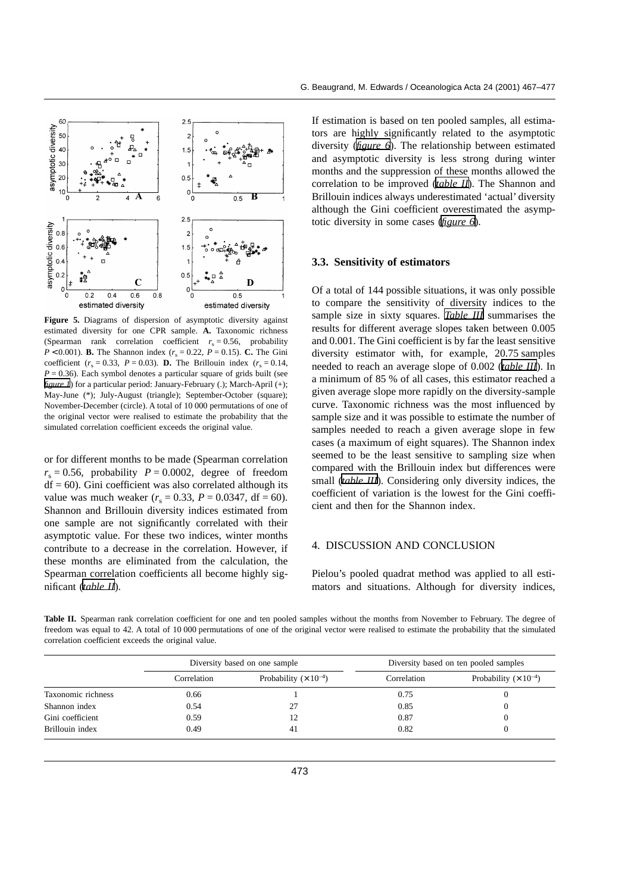**Figure 5.** Diagrams of dispersion of asymptotic diversity against estimated diversity for one CPR sample. **A.** Taxonomic richness (Spearman rank correlation coefficient $r_s = 0.56$, probability $P < 0.001$). **B.** The Shannon index ($r_s = 0.22$, $P = 0.15$). **C.** The Gini coefficient ($r_s = 0.33$, $P = 0.03$). **D.** The Brillouin index ($r_s = 0.14$, $P = 0.36$). Each symbol denotes a particular square of grids built (see *figure 1*) for a particular period: January-February (.); March-April (+); May-June (*); July-August (triangle); September-October (square); November-December (circle). A total of 10 000 permutations of one of the original vector were realised to estimate the probability that the simulated correlation coefficient exceeds the original value.

or for different months to be made (Spearman correlation $r_s = 0.56$, probability $P = 0.0002$, degree of freedom $df = 60$). Gini coefficient was also correlated although its value was much weaker ($r_s = 0.33$, $P = 0.0347$, $df = 60$). Shannon and Brillouin diversity indices estimated from one sample are not significantly correlated with their asymptotic value. For these two indices, winter months contribute to a decrease in the correlation. However, if these months are eliminated from the calculation, the Spearman correlation coefficients all become highly significant (*table II*).

If estimation is based on ten pooled samples, all estimators are highly significantly related to the asymptotic diversity (*figure 6*). The relationship between estimated and asymptotic diversity is less strong during winter months and the suppression of these months allowed the correlation to be improved (*table II*). The Shannon and Brillouin indices always underestimated 'actual' diversity although the Gini coefficient overestimated the asymptotic diversity in some cases (*figure 6*).

### 3.3. Sensitivity of estimators

Of a total of 144 possible situations, it was only possible to compare the sensitivity of diversity indices to the sample size in sixty squares. *Table III* summarises the results for different average slopes taken between 0.005 and 0.001. The Gini coefficient is by far the least sensitive diversity estimator with, for example, 20.75 samples needed to reach an average slope of 0.002 (*table III*). In a minimum of 85 % of all cases, this estimator reached a given average slope more rapidly on the diversity-sample curve. Taxonomic richness was the most influenced by sample size and it was possible to estimate the number of samples needed to reach a given average slope in few cases (a maximum of eight squares). The Shannon index seemed to be the least sensitive to sampling size when compared with the Brillouin index but differences were small (*table III*). Considering only diversity indices, the coefficient of variation is the lowest for the Gini coefficient and then for the Shannon index.

## 4. DISCUSSION AND CONCLUSION

Pielou's pooled quadrat method was applied to all estimators and situations. Although for diversity indices,

**Table II.** Spearman rank correlation coefficient for one and ten pooled samples without the months from November to February. The degree of freedom was equal to 42. A total of 10 000 permutations of one of the original vector were realised to estimate the probability that the simulated correlation coefficient exceeds the original value.

| | Diversity based on one sample | | Diversity based on ten pooled samples | |
|---|---|---|---|---|
| | Correlation | Probability ($\times 10^{-4}$) | Correlation | Probability ($\times 10^{-4}$) |
| Taxonomic richness | 0.66 | 1 | 0.75 | 0 |
| Shannon index | 0.54 | 27 | 0.85 | 0 |
| Gini coefficient | 0.59 | 12 | 0.87 | 0 |
| Brillouin index | 0.49 | 41 | 0.82 | 0 |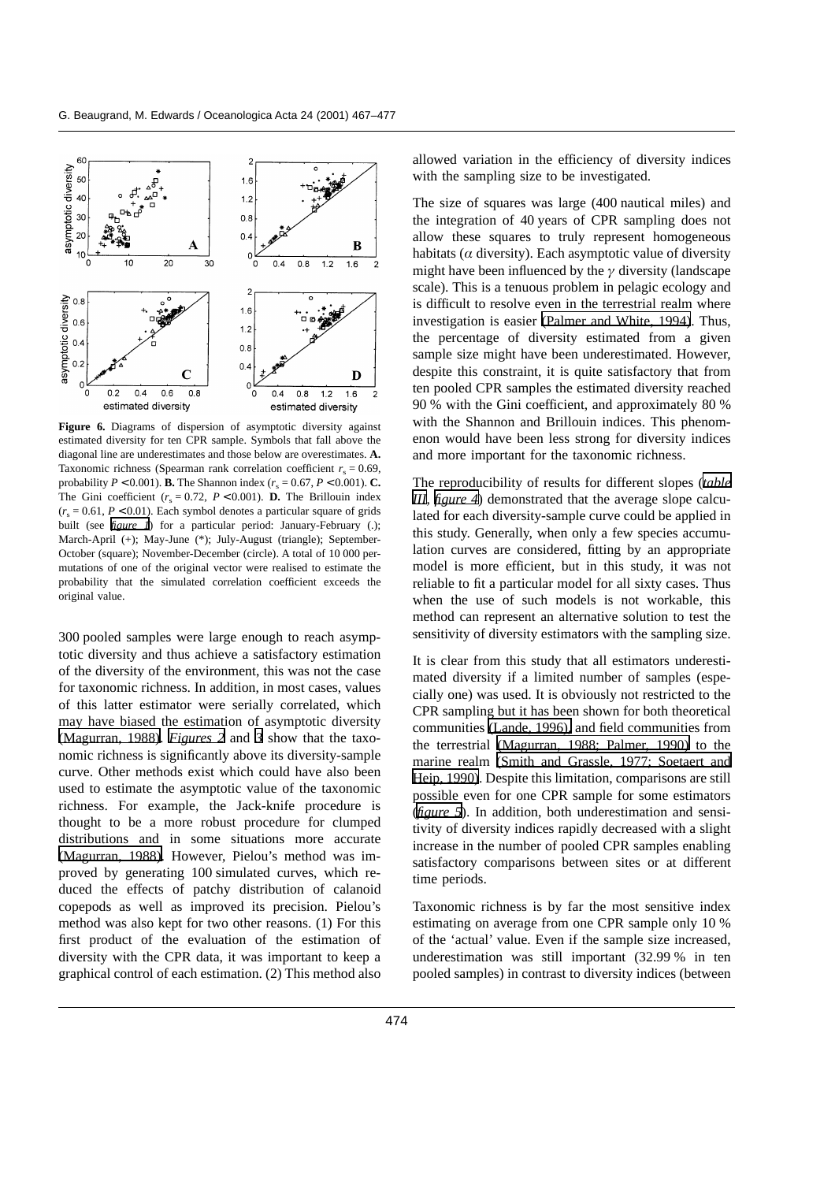Figure 6. Diagrams of dispersion of asymptotic diversity against estimated diversity for ten CPR sample. Symbols that fall above the diagonal line are underestimates and those below are overestimates. **A.** Taxonomic richness (Spearman rank correlation coefficient $r_s = 0.69$, probability $P < 0.001$). **B.** The Shannon index ($r_s = 0.67$, $P < 0.001$). **C.** The Gini coefficient ($r_s = 0.72$, $P < 0.001$). **D.** The Brillouin index ($r_s = 0.61$, $P < 0.01$). Each symbol denotes a particular square of grids built (see *figure 1*) for a particular period: January-February (.); March-April (+); May-June (*); July-August (triangle); September-October (square); November-December (circle). A total of 10 000 permutations of one of the original vector were realised to estimate the probability that the simulated correlation coefficient exceeds the original value.

300 pooled samples were large enough to reach asymptotic diversity and thus achieve a satisfactory estimation of the diversity of the environment, this was not the case for taxonomic richness. In addition, in most cases, values of this latter estimator were serially correlated, which may have biased the estimation of asymptotic diversity (Magurran, 1988). *Figures 2* and *3* show that the taxonomic richness is significantly above its diversity-sample curve. Other methods exist which could have also been used to estimate the asymptotic value of the taxonomic richness. For example, the Jack-knife procedure is thought to be a more robust procedure for clumped distributions and in some situations more accurate (Magurran, 1988). However, Pielou's method was improved by generating 100 simulated curves, which reduced the effects of patchy distribution of calanoid copepods as well as improved its precision. Pielou's method was also kept for two other reasons. (1) For this first product of the evaluation of the estimation of diversity with the CPR data, it was important to keep a graphical control of each estimation. (2) This method also allowed variation in the efficiency of diversity indices with the sampling size to be investigated.

The size of squares was large (400 nautical miles) and the integration of 40 years of CPR sampling does not allow these squares to truly represent homogeneous habitats ($\alpha$ diversity). Each asymptotic value of diversity might have been influenced by the $\gamma$ diversity (landscape scale). This is a tenuous problem in pelagic ecology and is difficult to resolve even in the terrestrial realm where investigation is easier (Palmer and White, 1994). Thus, the percentage of diversity estimated from a given sample size might have been underestimated. However, despite this constraint, it is quite satisfactory that from ten pooled CPR samples the estimated diversity reached 90 % with the Gini coefficient, and approximately 80 % with the Shannon and Brillouin indices. This phenomenon would have been less strong for diversity indices and more important for the taxonomic richness.

The reproducibility of results for different slopes (*table III*, *figure 4*) demonstrated that the average slope calculated for each diversity-sample curve could be applied in this study. Generally, when only a few species accumulation curves are considered, fitting by an appropriate model is more efficient, but in this study, it was not reliable to fit a particular model for all sixty cases. Thus when the use of such models is not workable, this method can represent an alternative solution to test the sensitivity of diversity estimators with the sampling size.

It is clear from this study that all estimators underestimated diversity if a limited number of samples (especially one) was used. It is obviously not restricted to the CPR sampling but it has been shown for both theoretical communities (Lande, 1996) and field communities from the terrestrial (Magurran, 1988; Palmer, 1990) to the marine realm (Smith and Grassle, 1977; Soetaert and Heip, 1990). Despite this limitation, comparisons are still possible even for one CPR sample for some estimators (*figure 5*). In addition, both underestimation and sensitivity of diversity indices rapidly decreased with a slight increase in the number of pooled CPR samples enabling satisfactory comparisons between sites or at different time periods.

Taxonomic richness is by far the most sensitive index estimating on average from one CPR sample only 10 % of the 'actual' value. Even if the sample size increased, underestimation was still important (32.99 % in ten pooled samples) in contrast to diversity indices (between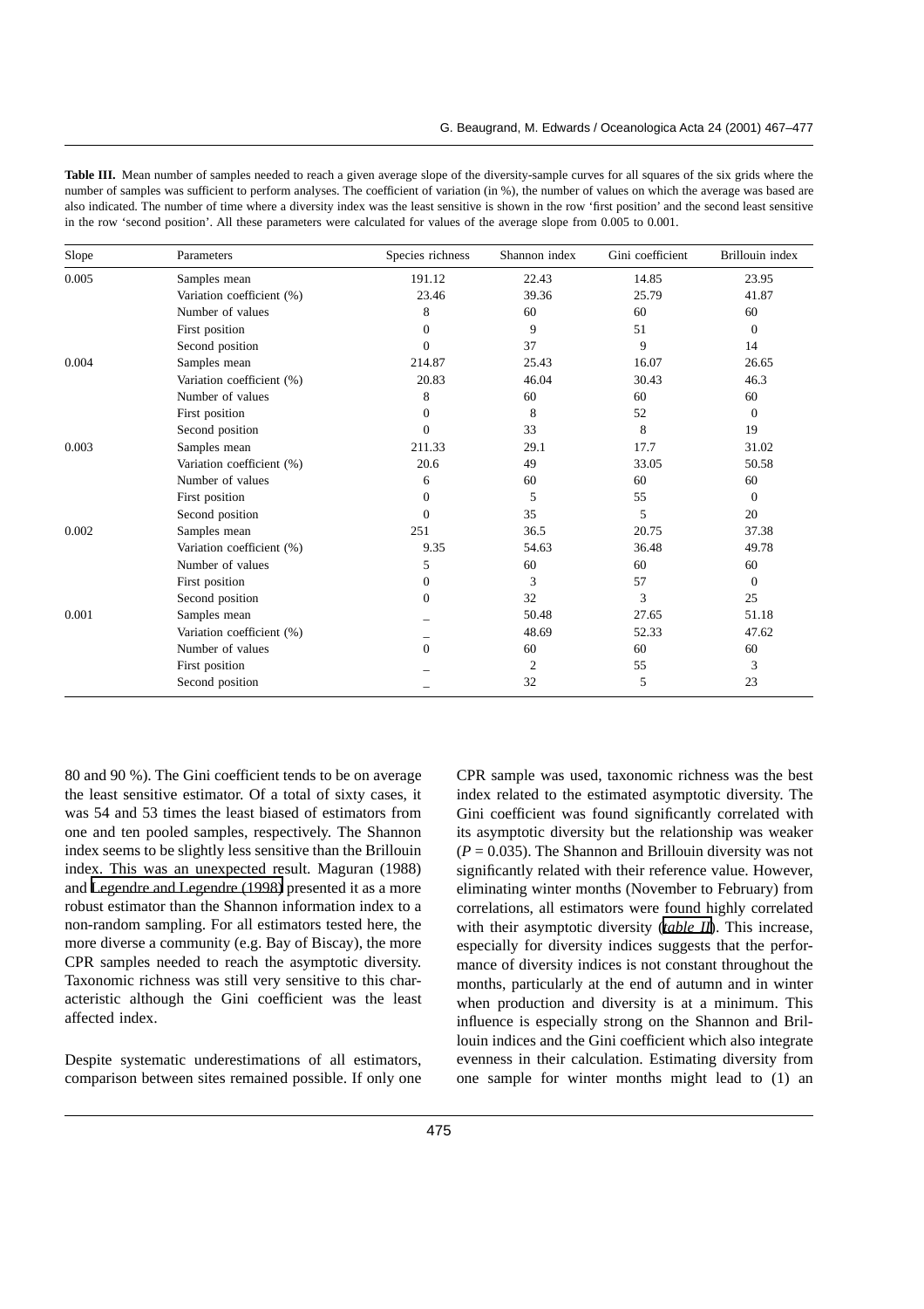**Table III.** Mean number of samples needed to reach a given average slope of the diversity-sample curves for all squares of the six grids where the number of samples was sufficient to perform analyses. The coefficient of variation (in %), the number of values on which the average was based are also indicated. The number of time where a diversity index was the least sensitive is shown in the row 'first position' and the second least sensitive in the row 'second position'. All these parameters were calculated for values of the average slope from 0.005 to 0.001.

| Slope | Parameters | Species richness | Shannon index | Gini coefficient | Brillouin index |
|---|---|---|---|---|---|
| 0.005 | Samples mean | 191.12 | 22.43 | 14.85 | 23.95 |
| | Variation coefficient (%) | 23.46 | 39.36 | 25.79 | 41.87 |
| | Number of values | 8 | 60 | 60 | 60 |
| | First position | 0 | 9 | 51 | 0 |
| | Second position | 0 | 37 | 9 | 14 |
| 0.004 | Samples mean | 214.87 | 25.43 | 16.07 | 26.65 |
| | Variation coefficient (%) | 20.83 | 46.04 | 30.43 | 46.3 |
| | Number of values | 8 | 60 | 60 | 60 |
| | First position | 0 | 8 | 52 | 0 |
| | Second position | 0 | 33 | 8 | 19 |
| 0.003 | Samples mean | 211.33 | 29.1 | 17.7 | 31.02 |
| | Variation coefficient (%) | 20.6 | 49 | 33.05 | 50.58 |
| | Number of values | 6 | 60 | 60 | 60 |
| | First position | 0 | 5 | 55 | 0 |
| | Second position | 0 | 35 | 5 | 20 |
| 0.002 | Samples mean | 251 | 36.5 | 20.75 | 37.38 |
| | Variation coefficient (%) | 9.35 | 54.63 | 36.48 | 49.78 |
| | Number of values | 5 | 60 | 60 | 60 |
| | First position | 0 | 3 | 57 | 0 |
| | Second position | 0 | 32 | 3 | 25 |
| 0.001 | Samples mean | _ | 50.48 | 27.65 | 51.18 |
| | Variation coefficient (%) | _ | 48.69 | 52.33 | 47.62 |
| | Number of values | 0 | 60 | 60 | 60 |
| | First position | _ | 2 | 55 | 3 |
| | Second position | _ | 32 | 5 | 23 |

80 and 90 %). The Gini coefficient tends to be on average the least sensitive estimator. Of a total of sixty cases, it was 54 and 53 times the least biased of estimators from one and ten pooled samples, respectively. The Shannon index seems to be slightly less sensitive than the Brillouin index. This was an unexpected result. Maguran (1988) and Legendre and Legendre (1998) presented it as a more robust estimator than the Shannon information index to a non-random sampling. For all estimators tested here, the more diverse a community (e.g. Bay of Biscay), the more CPR samples needed to reach the asymptotic diversity. Taxonomic richness was still very sensitive to this characteristic although the Gini coefficient was the least affected index.

Despite systematic underestimations of all estimators, comparison between sites remained possible. If only one CPR sample was used, taxonomic richness was the best index related to the estimated asymptotic diversity. The Gini coefficient was found significantly correlated with its asymptotic diversity but the relationship was weaker ($P = 0.035$). The Shannon and Brillouin diversity was not significantly related with their reference value. However, eliminating winter months (November to February) from correlations, all estimators were found highly correlated with their asymptotic diversity (*table II*). This increase, especially for diversity indices suggests that the performance of diversity indices is not constant throughout the months, particularly at the end of autumn and in winter when production and diversity is at a minimum. This influence is especially strong on the Shannon and Brillouin indices and the Gini coefficient which also integrate evenness in their calculation. Estimating diversity from one sample for winter months might lead to (1) an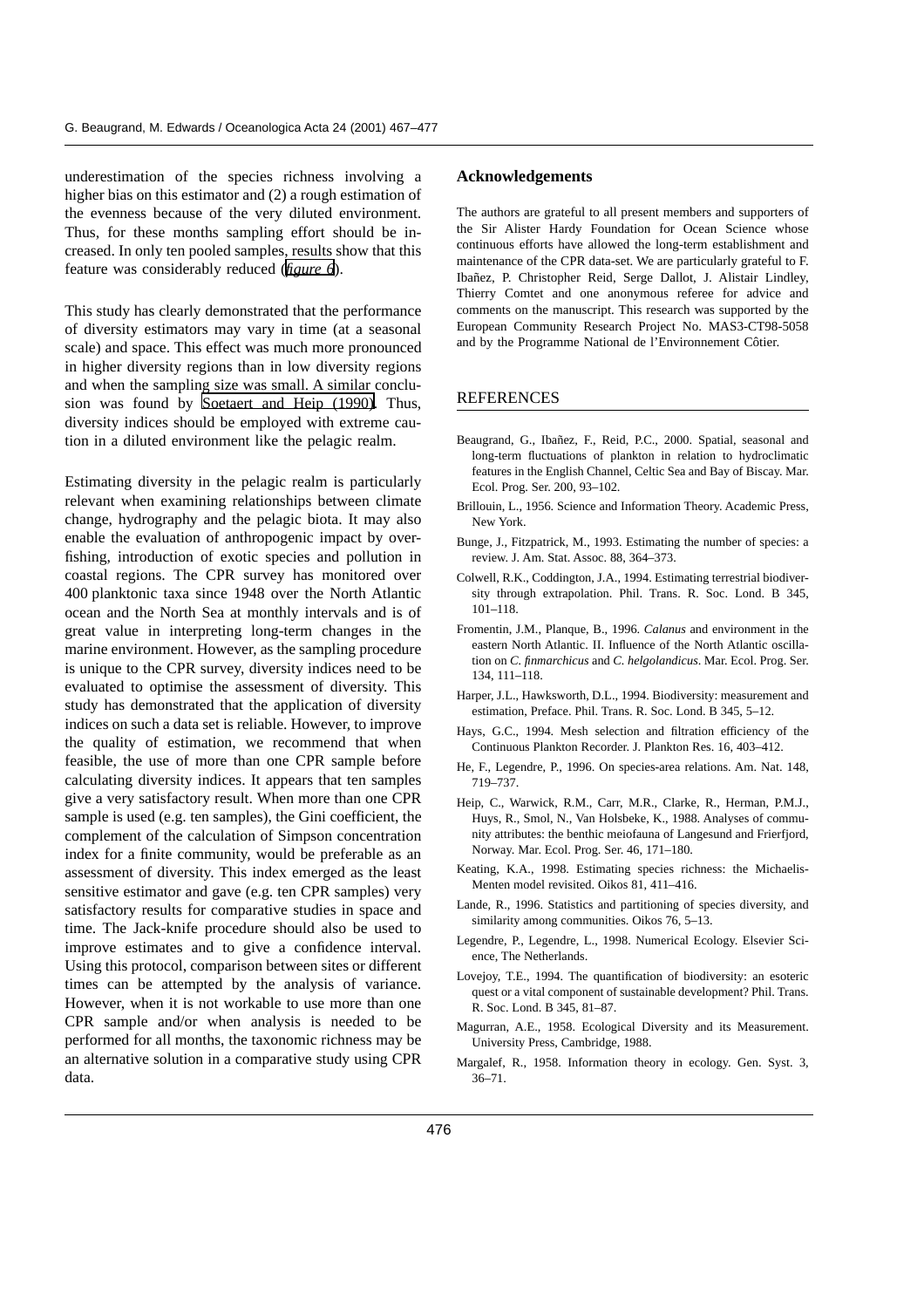underestimation of the species richness involving a higher bias on this estimator and (2) a rough estimation of the evenness because of the very diluted environment. Thus, for these months sampling effort should be increased. In only ten pooled samples, results show that this feature was considerably reduced (*figure 6*).

This study has clearly demonstrated that the performance of diversity estimators may vary in time (at a seasonal scale) and space. This effect was much more pronounced in higher diversity regions than in low diversity regions and when the sampling size was small. A similar conclusion was found by Soetaert and Heip (1990). Thus, diversity indices should be employed with extreme caution in a diluted environment like the pelagic realm.

Estimating diversity in the pelagic realm is particularly relevant when examining relationships between climate change, hydrography and the pelagic biota. It may also enable the evaluation of anthropogenic impact by overfishing, introduction of exotic species and pollution in coastal regions. The CPR survey has monitored over 400 planktonic taxa since 1948 over the North Atlantic ocean and the North Sea at monthly intervals and is of great value in interpreting long-term changes in the marine environment. However, as the sampling procedure is unique to the CPR survey, diversity indices need to be evaluated to optimise the assessment of diversity. This study has demonstrated that the application of diversity indices on such a data set is reliable. However, to improve the quality of estimation, we recommend that when feasible, the use of more than one CPR sample before calculating diversity indices. It appears that ten samples give a very satisfactory result. When more than one CPR sample is used (e.g. ten samples), the Gini coefficient, the complement of the calculation of Simpson concentration index for a finite community, would be preferable as an assessment of diversity. This index emerged as the least sensitive estimator and gave (e.g. ten CPR samples) very satisfactory results for comparative studies in space and time. The Jack-knife procedure should also be used to improve estimates and to give a confidence interval. Using this protocol, comparison between sites or different times can be attempted by the analysis of variance. However, when it is not workable to use more than one CPR sample and/or when analysis is needed to be performed for all months, the taxonomic richness may be an alternative solution in a comparative study using CPR data.

## Acknowledgements

The authors are grateful to all present members and supporters of the Sir Alister Hardy Foundation for Ocean Science whose continuous efforts have allowed the long-term establishment and maintenance of the CPR data-set. We are particularly grateful to F. Ibañez, P. Christopher Reid, Serge Dallot, J. Alistair Lindley, Thierry Comtet and one anonymous referee for advice and comments on the manuscript. This research was supported by the European Community Research Project No. MAS3-CT98-5058 and by the Programme National de l'Environnement Côtier.

## REFERENCES

Beaugrand, G., Ibañez, F., Reid, P.C., 2000. Spatial, seasonal and long-term fluctuations of plankton in relation to hydroclimatic features in the English Channel, Celtic Sea and Bay of Biscay. Mar. Ecol. Prog. Ser. 200, 93–102.

Brillouin, L., 1956. Science and Information Theory. Academic Press, New York.

Bunge, J., Fitzpatrick, M., 1993. Estimating the number of species: a review. J. Am. Stat. Assoc. 88, 364–373.

Colwell, R.K., Coddington, J.A., 1994. Estimating terrestrial biodiversity through extrapolation. Phil. Trans. R. Soc. Lond. B 345, 101–118.

Fromentin, J.M., Planque, B., 1996. *Calanus* and environment in the eastern North Atlantic. II. Influence of the North Atlantic oscillation on *C. finmarchicus* and *C. helgolandicus*. Mar. Ecol. Prog. Ser. 134, 111–118.

Harper, J.L., Hawksworth, D.L., 1994. Biodiversity: measurement and estimation, Preface. Phil. Trans. R. Soc. Lond. B 345, 5–12.

Hays, G.C., 1994. Mesh selection and filtration efficiency of the Continuous Plankton Recorder. J. Plankton Res. 16, 403–412.

He, F., Legendre, P., 1996. On species-area relations. Am. Nat. 148, 719–737.

Heip, C., Warwick, R.M., Carr, M.R., Clarke, R., Herman, P.M.J., Huys, R., Smol, N., Van Holsbeke, K., 1988. Analyses of community attributes: the benthic meiofauna of Langesund and Frierfjord, Norway. Mar. Ecol. Prog. Ser. 46, 171–180.

Keating, K.A., 1998. Estimating species richness: the Michaelis-Menten model revisited. Oikos 81, 411–416.

Lande, R., 1996. Statistics and partitioning of species diversity, and similarity among communities. Oikos 76, 5–13.

Legendre, P., Legendre, L., 1998. Numerical Ecology. Elsevier Science, The Netherlands.

Lovejoy, T.E., 1994. The quantification of biodiversity: an esoteric quest or a vital component of sustainable development? Phil. Trans. R. Soc. Lond. B 345, 81–87.

Magurran, A.E., 1958. Ecological Diversity and its Measurement. University Press, Cambridge, 1988.

Margalef, R., 1958. Information theory in ecology. Gen. Syst. 3, 36–71.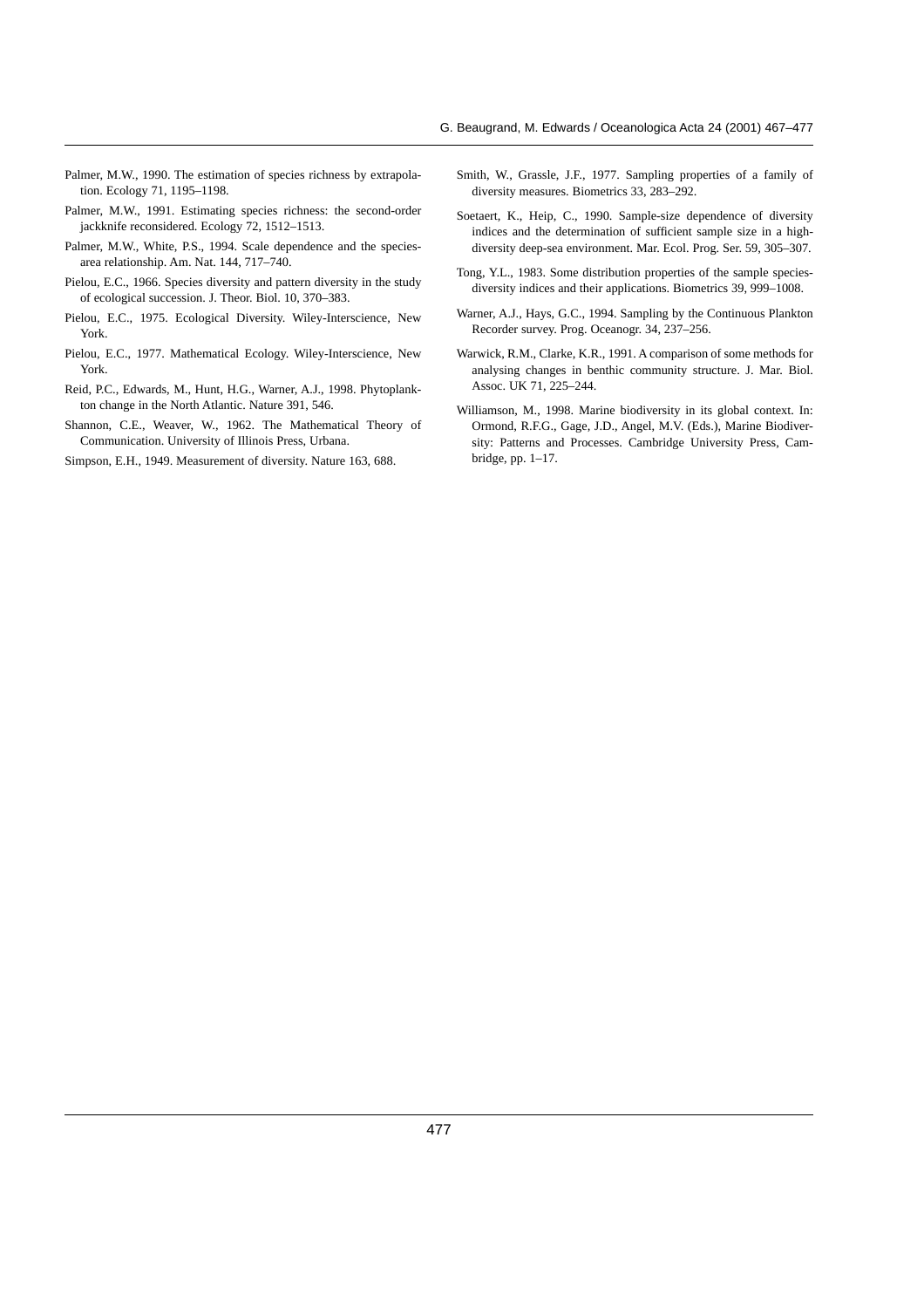Palmer, M.W., 1990. The estimation of species richness by extrapolation. Ecology 71, 1195–1198.

Palmer, M.W., 1991. Estimating species richness: the second-order jackknife reconsidered. Ecology 72, 1512–1513.

Palmer, M.W., White, P.S., 1994. Scale dependence and the species-area relationship. Am. Nat. 144, 717–740.

Pielou, E.C., 1966. Species diversity and pattern diversity in the study of ecological succession. J. Theor. Biol. 10, 370–383.

Pielou, E.C., 1975. Ecological Diversity. Wiley-Interscience, New York.

Pielou, E.C., 1977. Mathematical Ecology. Wiley-Interscience, New York.

Reid, P.C., Edwards, M., Hunt, H.G., Warner, A.J., 1998. Phytoplankton change in the North Atlantic. Nature 391, 546.

Shannon, C.E., Weaver, W., 1962. The Mathematical Theory of Communication. University of Illinois Press, Urbana.

Simpson, E.H., 1949. Measurement of diversity. Nature 163, 688.

Smith, W., Grassle, J.F., 1977. Sampling properties of a family of diversity measures. Biometrics 33, 283–292.

Soetaert, K., Heip, C., 1990. Sample-size dependence of diversity indices and the determination of sufficient sample size in a high-diversity deep-sea environment. Mar. Ecol. Prog. Ser. 59, 305–307.

Tong, Y.L., 1983. Some distribution properties of the sample species-diversity indices and their applications. Biometrics 39, 999–1008.

Warner, A.J., Hays, G.C., 1994. Sampling by the Continuous Plankton Recorder survey. Prog. Oceanogr. 34, 237–256.

Warwick, R.M., Clarke, K.R., 1991. A comparison of some methods for analysing changes in benthic community structure. J. Mar. Biol. Assoc. UK 71, 225–244.

Williamson, M., 1998. Marine biodiversity in its global context. In: Ormond, R.F.G., Gage, J.D., Angel, M.V. (Eds.), Marine Biodiversity: Patterns and Processes. Cambridge University Press, Cambridge, pp. 1–17.